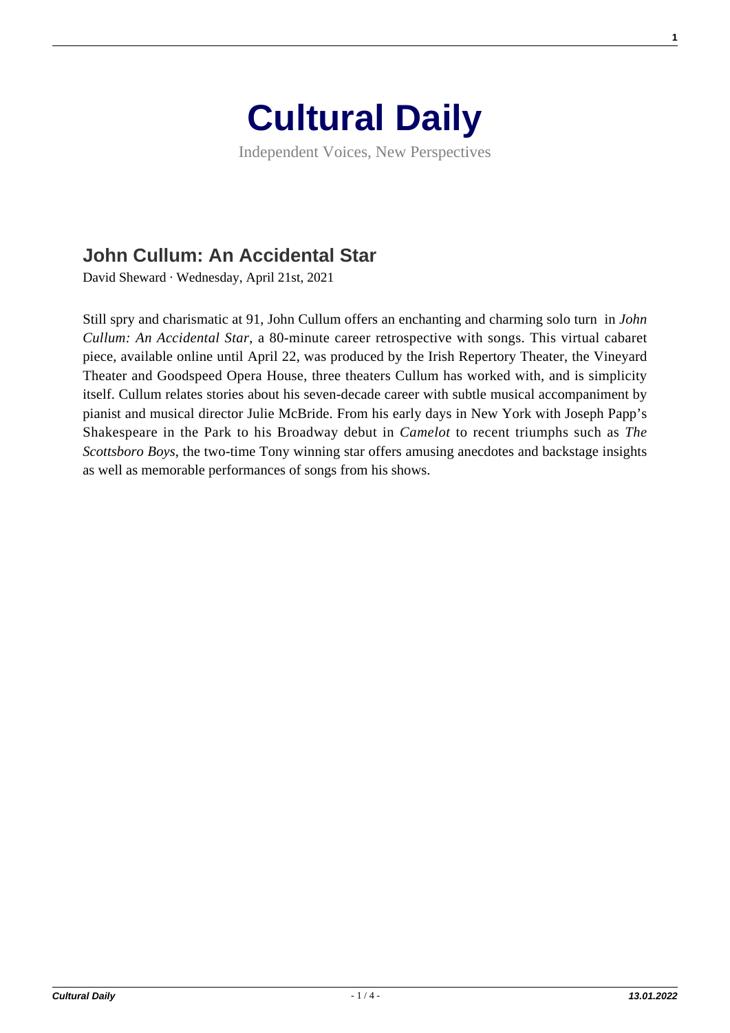# Cultural Daily

Independent Voices, New Perspectives

## John Cullum: An Accidental Star

David Sheward · Wednesday, April 21st, 2021

Still spry and charismatic at 91, John Cullum offers an enchanting and charming solo turn in *John Cullum: An Accidental Star*, a 80-minute career retrospective with songs. This virtual cabaret piece, available online until April 22, was produced by the Irish Repertory Theater, the Vineyard Theater and Goodspeed Opera House, three theaters Cullum has worked with, and is simplicity itself. Cullum relates stories about his seven-decade career with subtle musical accompaniment by pianist and musical director Julie McBride. From his early days in New York with Joseph Papp's Shakespeare in the Park to his Broadway debut in *Camelot* to recent triumphs such as *The Scottsboro Boys*, the two-time Tony winning star offers amusing anecdotes and backstage insights as well as memorable performances of songs from his shows.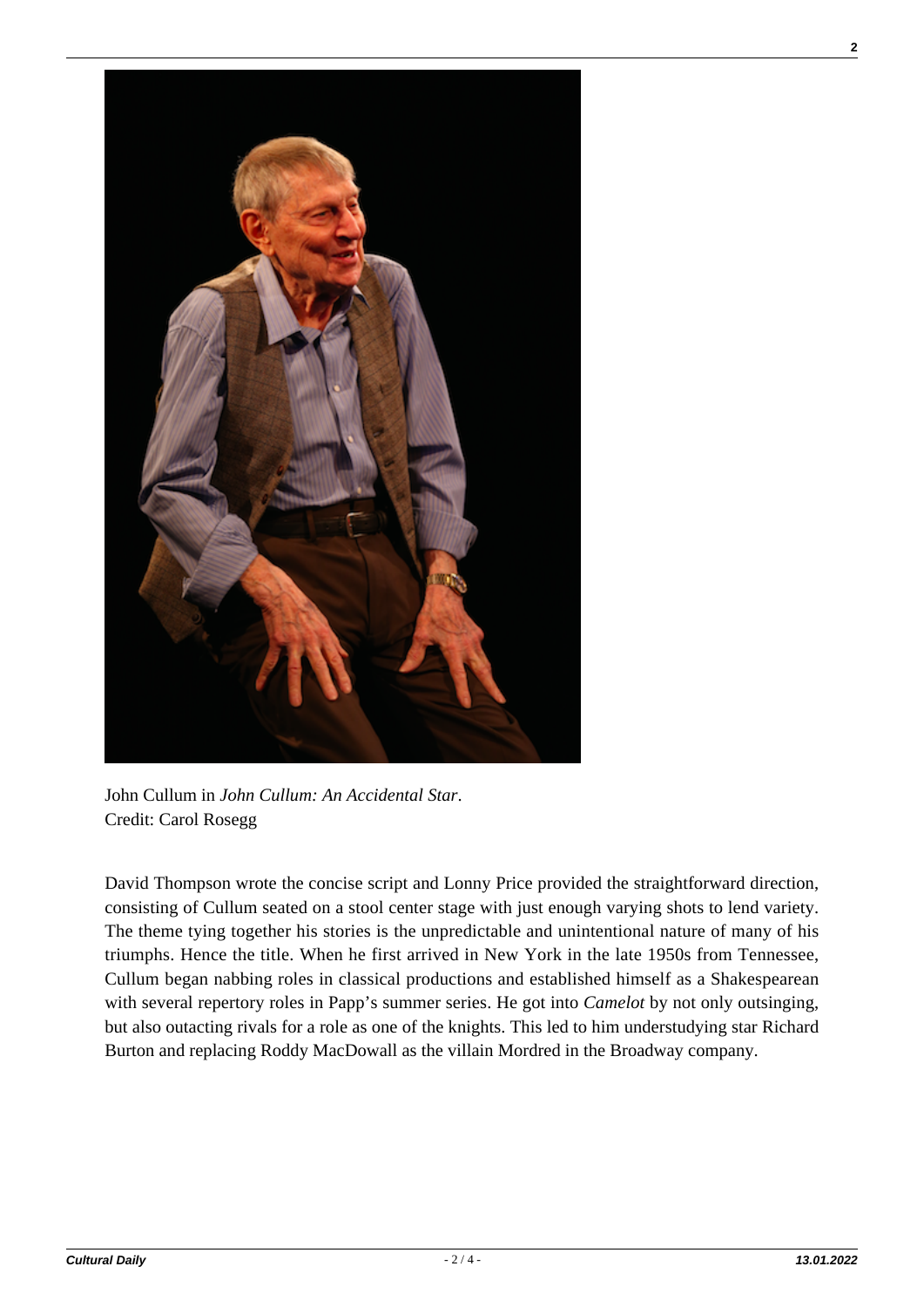John Cullum in *John Cullum: An Accidental Star*.
Credit: Carol Rosegg

David Thompson wrote the concise script and Lonny Price provided the straightforward direction, consisting of Cullum seated on a stool center stage with just enough varying shots to lend variety. The theme tying together his stories is the unpredictable and unintentional nature of many of his triumphs. Hence the title. When he first arrived in New York in the late 1950s from Tennessee, Cullum began nabbing roles in classical productions and established himself as a Shakespearean with several repertory roles in Papp's summer series. He got into *Camelot* by not only outsinging, but also outacting rivals for a role as one of the knights. This led to him understudying star Richard Burton and replacing Roddy MacDowall as the villain Mordred in the Broadway company.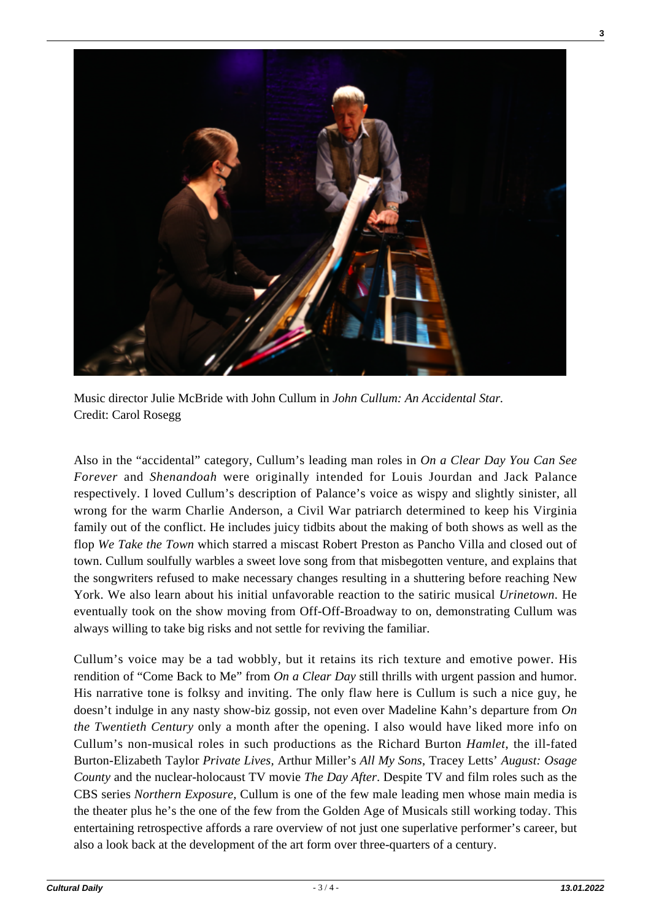Music director Julie McBride with John Cullum in *John Cullum: An Accidental Star.*
Credit: Carol Rosegg

Also in the "accidental" category, Cullum's leading man roles in *On a Clear Day You Can See Forever* and *Shenandoah* were originally intended for Louis Jourdan and Jack Palance respectively. I loved Cullum's description of Palance's voice as wispy and slightly sinister, all wrong for the warm Charlie Anderson, a Civil War patriarch determined to keep his Virginia family out of the conflict. He includes juicy tidbits about the making of both shows as well as the flop *We Take the Town* which starred a miscast Robert Preston as Pancho Villa and closed out of town. Cullum soulfully warbles a sweet love song from that misbegotten venture, and explains that the songwriters refused to make necessary changes resulting in a shuttering before reaching New York. We also learn about his initial unfavorable reaction to the satiric musical *Urinetown*. He eventually took on the show moving from Off-Off-Broadway to on, demonstrating Cullum was always willing to take big risks and not settle for reviving the familiar.

Cullum's voice may be a tad wobbly, but it retains its rich texture and emotive power. His rendition of "Come Back to Me" from *On a Clear Day* still thrills with urgent passion and humor. His narrative tone is folksy and inviting. The only flaw here is Cullum is such a nice guy, he doesn't indulge in any nasty show-biz gossip, not even over Madeline Kahn's departure from *On the Twentieth Century* only a month after the opening. I also would have liked more info on Cullum's non-musical roles in such productions as the Richard Burton *Hamlet*, the ill-fated Burton-Elizabeth Taylor *Private Lives*, Arthur Miller's *All My Sons*, Tracey Letts' *August: Osage County* and the nuclear-holocaust TV movie *The Day After*. Despite TV and film roles such as the CBS series *Northern Exposure,* Cullum is one of the few male leading men whose main media is the theater plus he's the one of the few from the Golden Age of Musicals still working today. This entertaining retrospective affords a rare overview of not just one superlative performer's career, but also a look back at the development of the art form over three-quarters of a century.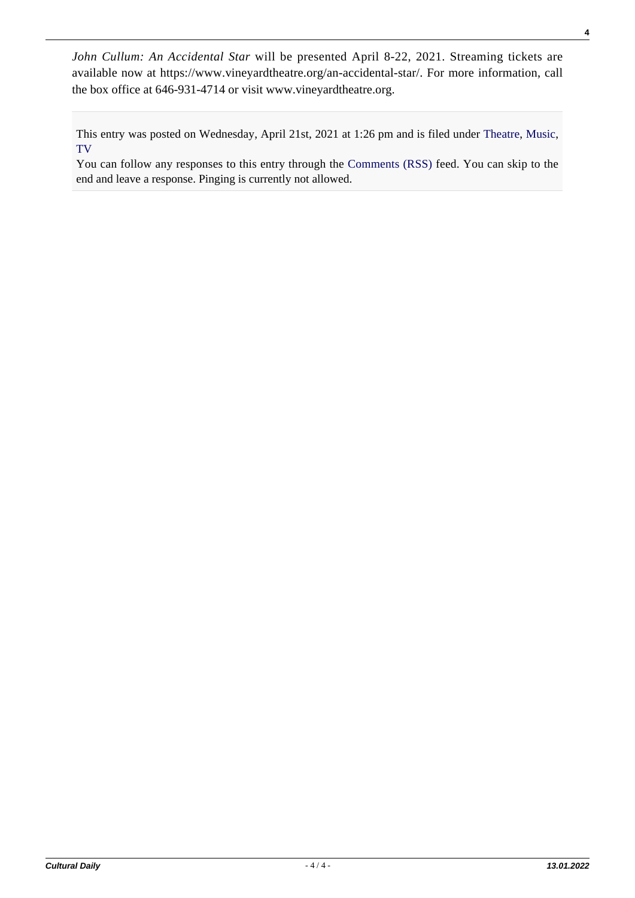*John Cullum: An Accidental Star* will be presented April 8-22, 2021. Streaming tickets are available now at https://www.vineyardtheatre.org/an-accidental-star/. For more information, call the box office at 646-931-4714 or visit www.vineyardtheatre.org.

This entry was posted on Wednesday, April 21st, 2021 at 1:26 pm and is filed under Theatre, Music, TV

You can follow any responses to this entry through the Comments (RSS) feed. You can skip to the end and leave a response. Pinging is currently not allowed.